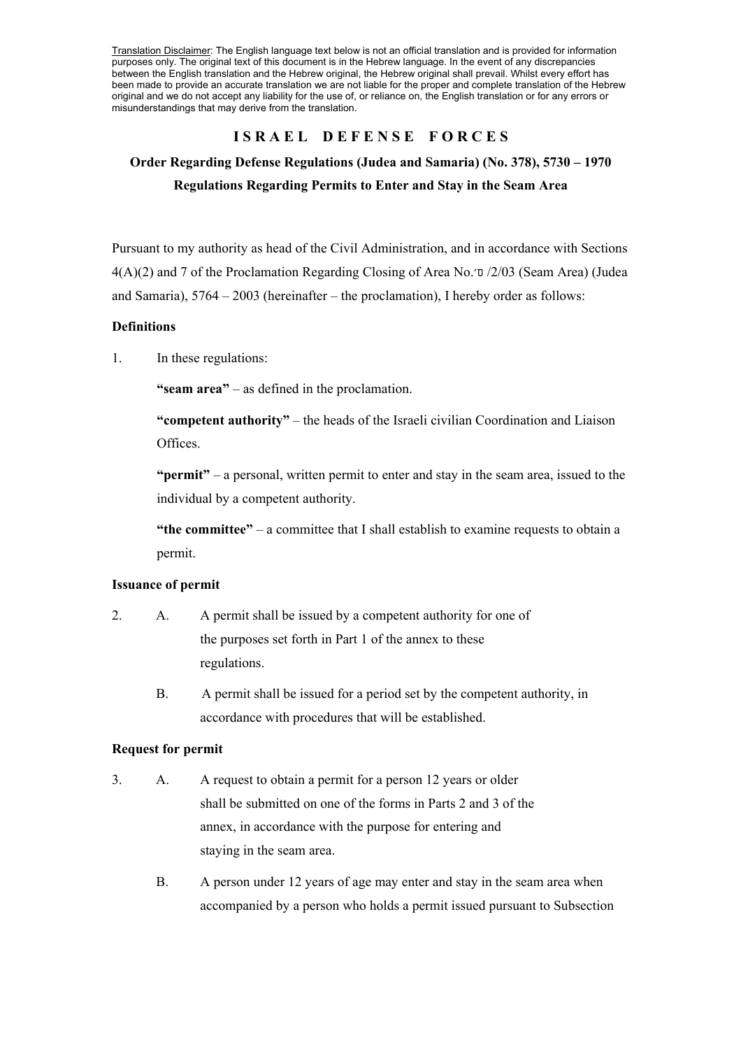Translation Disclaimer: The English language text below is not an official translation and is provided for information purposes only. The original text of this document is in the Hebrew language. In the event of any discrepancies between the English translation and the Hebrew original, the Hebrew original shall prevail. Whilst every effort has been made to provide an accurate translation we are not liable for the proper and complete translation of the Hebrew original and we do not accept any liability for the use of, or reliance on, the English translation or for any errors or misunderstandings that may derive from the translation.

# ISRAEL DEFENSE FORCES

## Order Regarding Defense Regulations (Judea and Samaria) (No. 378), 5730 – 1970

## Regulations Regarding Permits to Enter and Stay in the Seam Area

Pursuant to my authority as head of the Civil Administration, and in accordance with Sections 4(A)(2) and 7 of the Proclamation Regarding Closing of Area No.ס׳ /2/03 (Seam Area) (Judea and Samaria), 5764 – 2003 (hereinafter – the proclamation), I hereby order as follows:

**Definitions**

1. In these regulations:

   **"seam area"** – as defined in the proclamation.

   **"competent authority"** – the heads of the Israeli civilian Coordination and Liaison Offices.

   **"permit"** – a personal, written permit to enter and stay in the seam area, issued to the individual by a competent authority.

   **"the committee"** – a committee that I shall establish to examine requests to obtain a permit.

**Issuance of permit**

2. A. A permit shall be issued by a competent authority for one of the purposes set forth in Part 1 of the annex to these regulations.

   B. A permit shall be issued for a period set by the competent authority, in accordance with procedures that will be established.

**Request for permit**

3. A. A request to obtain a permit for a person 12 years or older shall be submitted on one of the forms in Parts 2 and 3 of the annex, in accordance with the purpose for entering and staying in the seam area.

   B. A person under 12 years of age may enter and stay in the seam area when accompanied by a person who holds a permit issued pursuant to Subsection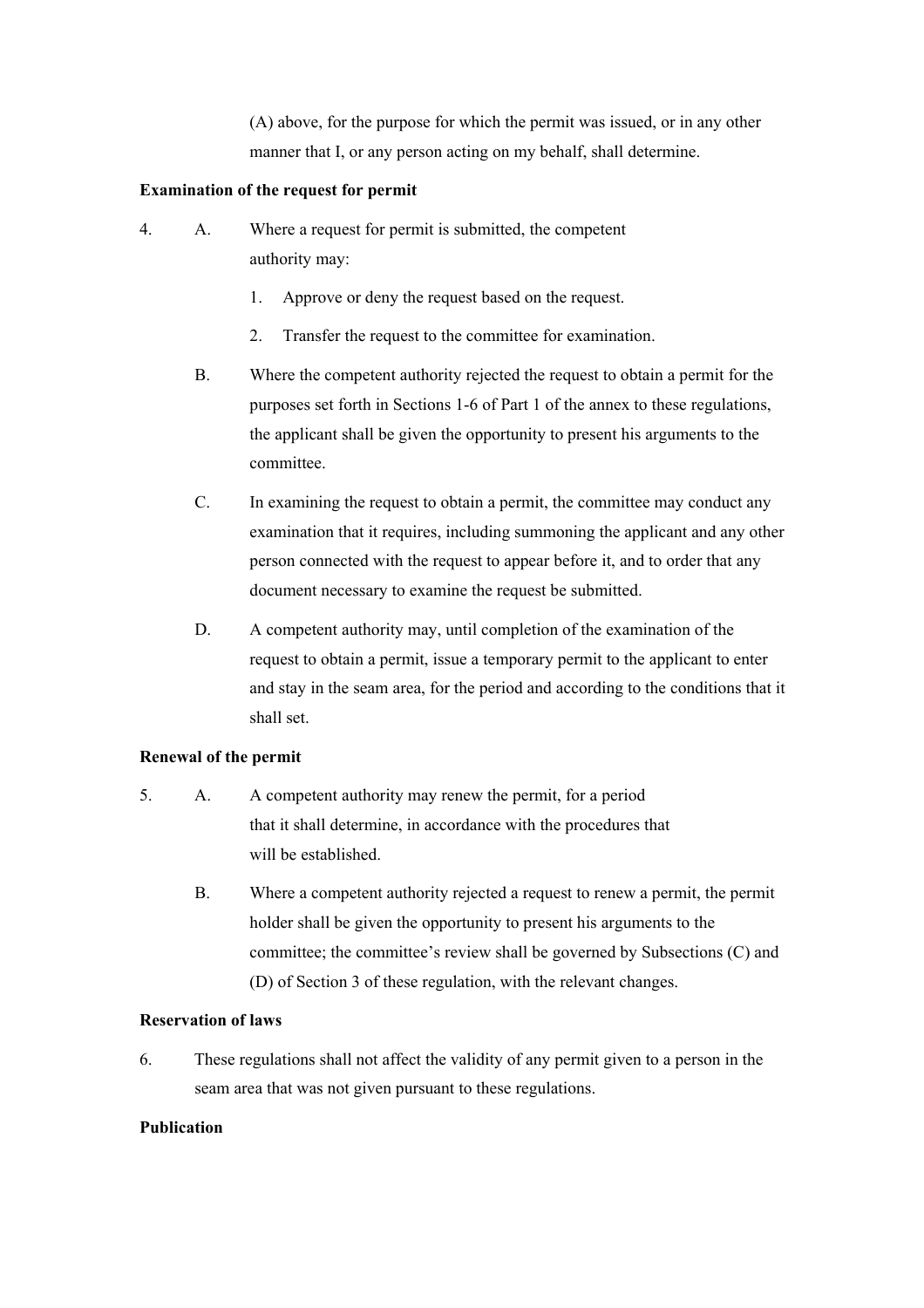(A) above, for the purpose for which the permit was issued, or in any other manner that I, or any person acting on my behalf, shall determine.

**Examination of the request for permit**

4. A. Where a request for permit is submitted, the competent authority may:

   1. Approve or deny the request based on the request.

   2. Transfer the request to the committee for examination.

   B. Where the competent authority rejected the request to obtain a permit for the purposes set forth in Sections 1-6 of Part 1 of the annex to these regulations, the applicant shall be given the opportunity to present his arguments to the committee.

   C. In examining the request to obtain a permit, the committee may conduct any examination that it requires, including summoning the applicant and any other person connected with the request to appear before it, and to order that any document necessary to examine the request be submitted.

   D. A competent authority may, until completion of the examination of the request to obtain a permit, issue a temporary permit to the applicant to enter and stay in the seam area, for the period and according to the conditions that it shall set.

**Renewal of the permit**

5. A. A competent authority may renew the permit, for a period that it shall determine, in accordance with the procedures that will be established.

   B. Where a competent authority rejected a request to renew a permit, the permit holder shall be given the opportunity to present his arguments to the committee; the committee's review shall be governed by Subsections (C) and (D) of Section 3 of these regulation, with the relevant changes.

**Reservation of laws**

6. These regulations shall not affect the validity of any permit given to a person in the seam area that was not given pursuant to these regulations.

**Publication**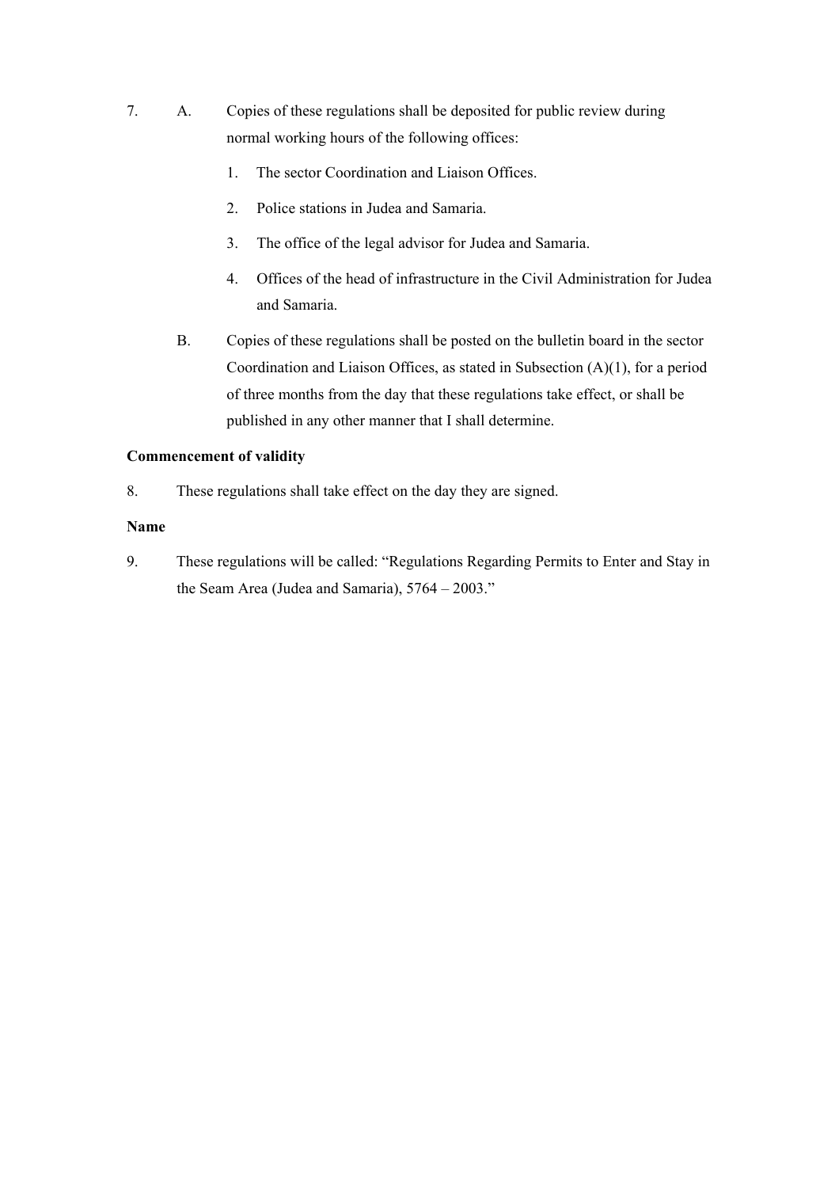7. A. Copies of these regulations shall be deposited for public review during normal working hours of the following offices:

   1. The sector Coordination and Liaison Offices.
   2. Police stations in Judea and Samaria.
   3. The office of the legal advisor for Judea and Samaria.
   4. Offices of the head of infrastructure in the Civil Administration for Judea and Samaria.

   B. Copies of these regulations shall be posted on the bulletin board in the sector Coordination and Liaison Offices, as stated in Subsection (A)(1), for a period of three months from the day that these regulations take effect, or shall be published in any other manner that I shall determine.

**Commencement of validity**

8. These regulations shall take effect on the day they are signed.

**Name**

9. These regulations will be called: "Regulations Regarding Permits to Enter and Stay in the Seam Area (Judea and Samaria), 5764 – 2003."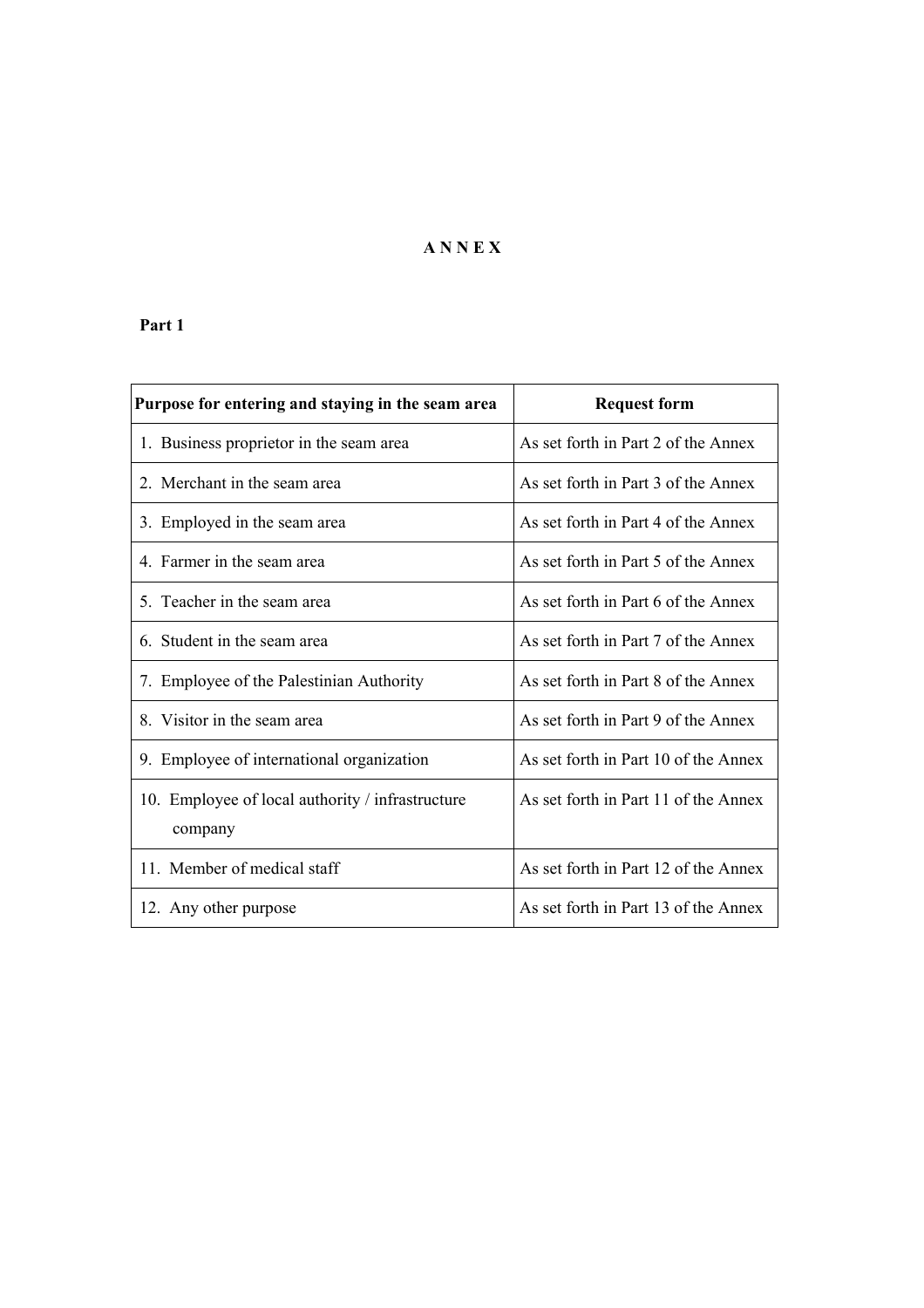# A N N E X

## Part 1

| Purpose for entering and staying in the seam area | Request form |
|---|---|
| 1. Business proprietor in the seam area | As set forth in Part 2 of the Annex |
| 2. Merchant in the seam area | As set forth in Part 3 of the Annex |
| 3. Employed in the seam area | As set forth in Part 4 of the Annex |
| 4. Farmer in the seam area | As set forth in Part 5 of the Annex |
| 5. Teacher in the seam area | As set forth in Part 6 of the Annex |
| 6. Student in the seam area | As set forth in Part 7 of the Annex |
| 7. Employee of the Palestinian Authority | As set forth in Part 8 of the Annex |
| 8. Visitor in the seam area | As set forth in Part 9 of the Annex |
| 9. Employee of international organization | As set forth in Part 10 of the Annex |
| 10. Employee of local authority / infrastructure company | As set forth in Part 11 of the Annex |
| 11. Member of medical staff | As set forth in Part 12 of the Annex |
| 12. Any other purpose | As set forth in Part 13 of the Annex |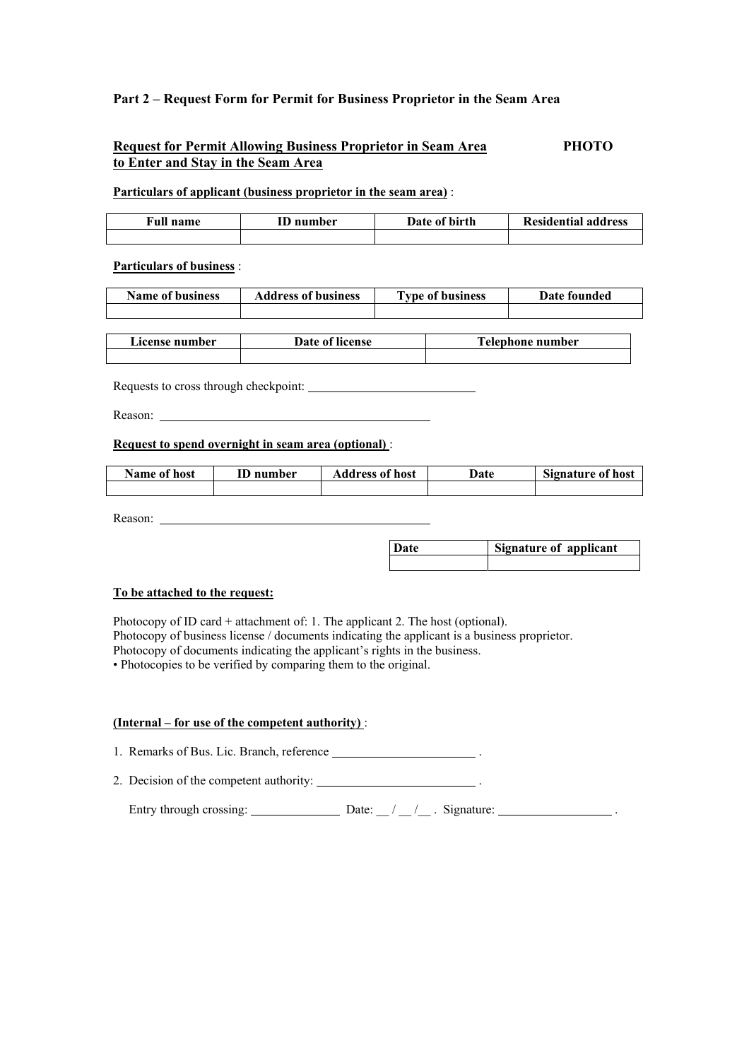### Part 2 – Request Form for Permit for Business Proprietor in the Seam Area

**Request for Permit Allowing Business Proprietor in Seam Area to Enter and Stay in the Seam Area** **PHOTO**

**Particulars of applicant (business proprietor in the seam area)** :

| Full name | ID number | Date of birth | Residential address |
|---|---|---|---|
| | | | |

**Particulars of business** :

| Name of business | Address of business | Type of business | Date founded |
|---|---|---|---|
| | | | |

| License number | Date of license | Telephone number |
|---|---|---|
| | | |

Requests to cross through checkpoint: ____________________________

Reason: ________________________________________________

**Request to spend overnight in seam area (optional)** :

| Name of host | ID number | Address of host | Date | Signature of host |
|---|---|---|---|---|
| | | | | |

Reason: ________________________________________________

| Date | Signature of applicant |
|---|---|
| | |

**To be attached to the request:**

Photocopy of ID card + attachment of: 1. The applicant 2. The host (optional).
Photocopy of business license / documents indicating the applicant is a business proprietor.
Photocopy of documents indicating the applicant's rights in the business.
• Photocopies to be verified by comparing them to the original.

**(Internal – for use of the competent authority)** :

1. Remarks of Bus. Lic. Branch, reference ________________________ .
2. Decision of the competent authority: ___________________________ .

   Entry through crossing: _______________ Date: __ / __ /__ . Signature: ____________________ .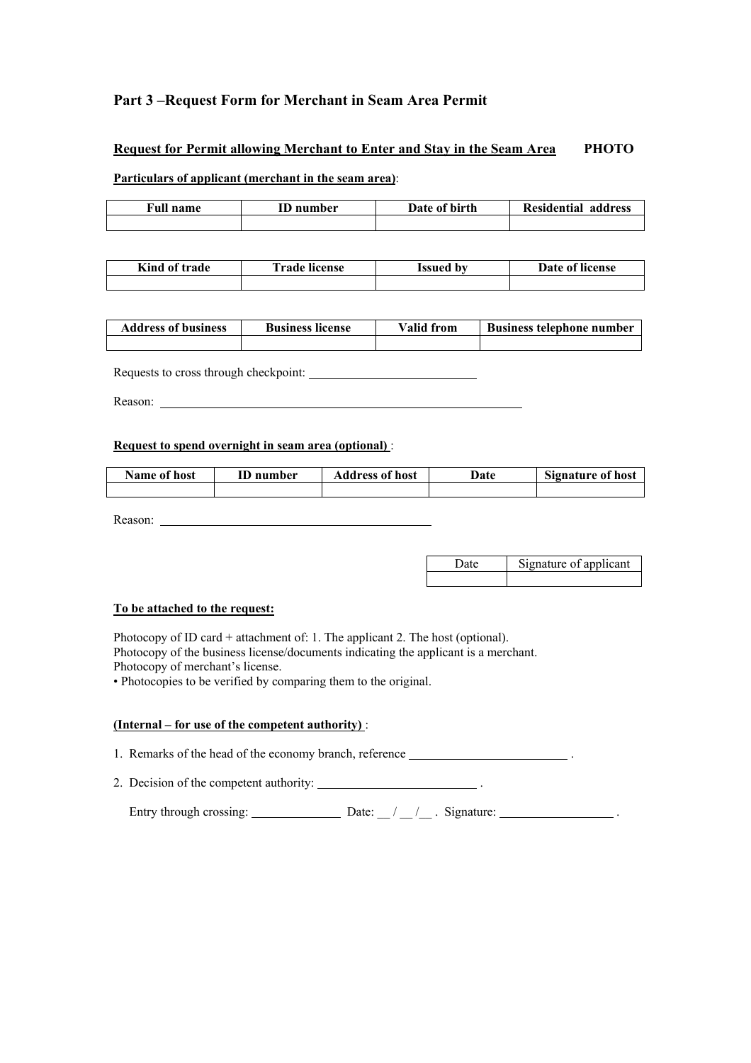## Part 3 –Request Form for Merchant in Seam Area Permit

**Request for Permit allowing Merchant to Enter and Stay in the Seam Area** **PHOTO**

**Particulars of applicant (merchant in the seam area)**:

| Full name | ID number | Date of birth | Residential address |
|---|---|---|---|
| | | | |

| Kind of trade | Trade license | Issued by | Date of license |
|---|---|---|---|
| | | | |

| Address of business | Business license | Valid from | Business telephone number |
|---|---|---|---|
| | | | |

Requests to cross through checkpoint: ___________________________

Reason: ____________________________________________________________

**Request to spend overnight in seam area (optional)** :

| Name of host | ID number | Address of host | Date | Signature of host |
|---|---|---|---|---|
| | | | | |

Reason: ______________________________________________

| Date | Signature of applicant |
|---|---|
| | |

**To be attached to the request:**

Photocopy of ID card + attachment of: 1. The applicant 2. The host (optional).
Photocopy of the business license/documents indicating the applicant is a merchant.
Photocopy of merchant's license.
• Photocopies to be verified by comparing them to the original.

**(Internal – for use of the competent authority)** :

1. Remarks of the head of the economy branch, reference __________________________ .

2. Decision of the competent authority: __________________________ .

   Entry through crossing: ______________ Date: __ / __ /__ . Signature: __________________ .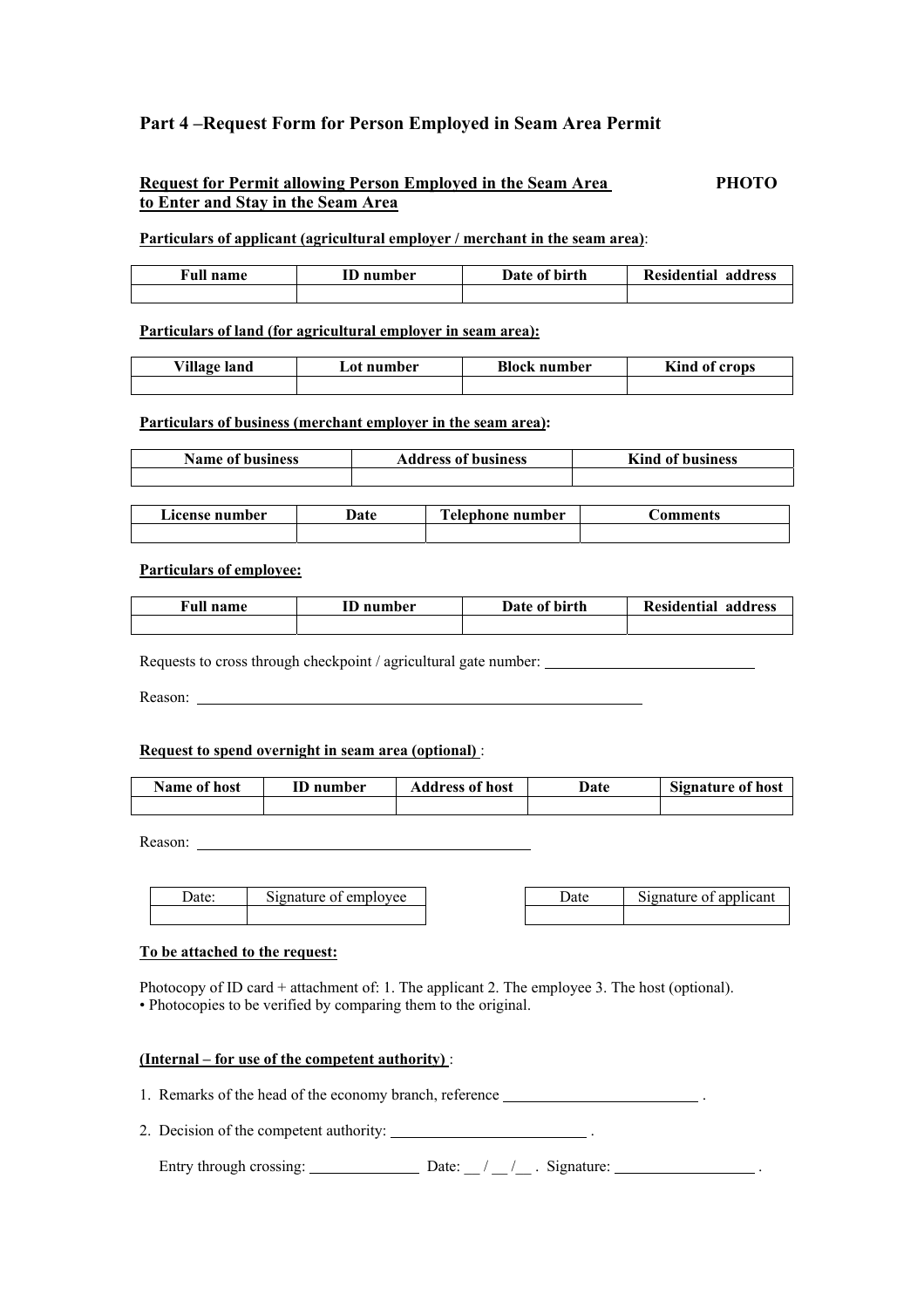## Part 4 –Request Form for Person Employed in Seam Area Permit

**Request for Permit allowing Person Employed in the Seam Area to Enter and Stay in the Seam Area** **PHOTO**

**Particulars of applicant (agricultural employer / merchant in the seam area)**:

| Full name | ID number | Date of birth | Residential address |
|---|---|---|---|
| | | | |

**Particulars of land (for agricultural employer in seam area):**

| Village land | Lot number | Block number | Kind of crops |
|---|---|---|---|
| | | | |

**Particulars of business (merchant employer in the seam area):**

| Name of business | Address of business | Kind of business |
|---|---|---|
| | | |

| License number | Date | Telephone number | Comments |
|---|---|---|---|
| | | | |

**Particulars of employee:**

| Full name | ID number | Date of birth | Residential address |
|---|---|---|---|
| | | | |

Requests to cross through checkpoint / agricultural gate number: ____________________________

Reason: ____________________________________________________________

**Request to spend overnight in seam area (optional)** :

| Name of host | ID number | Address of host | Date | Signature of host |
|---|---|---|---|---|
| | | | | |

Reason: ____________________________________________

| Date: | Signature of employee |
|---|---|
| | |

| Date | Signature of applicant |
|---|---|
| | |

**To be attached to the request:**

Photocopy of ID card + attachment of: 1. The applicant 2. The employee 3. The host (optional).
• Photocopies to be verified by comparing them to the original.

**(Internal – for use of the competent authority)** :

1. Remarks of the head of the economy branch, reference __________________________ .

2. Decision of the competent authority: __________________________ .

   Entry through crossing: ______________ Date: __ / __ /__ . Signature: __________________ .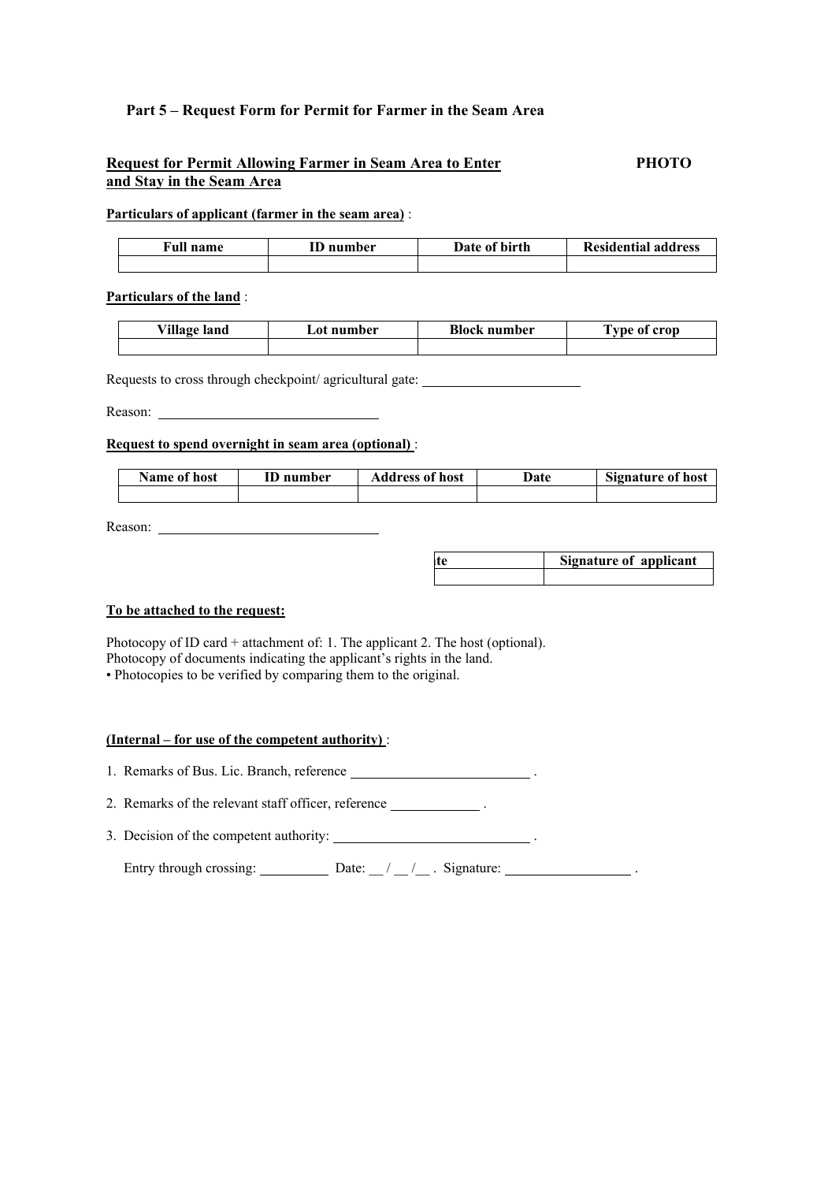### Part 5 – Request Form for Permit for Farmer in the Seam Area

**Request for Permit Allowing Farmer in Seam Area to Enter and Stay in the Seam Area** **PHOTO**

**Particulars of applicant (farmer in the seam area)** :

| Full name | ID number | Date of birth | Residential address |
|---|---|---|---|
| | | | |

**Particulars of the land** :

| Village land | Lot number | Block number | Type of crop |
|---|---|---|---|
| | | | |

Requests to cross through checkpoint/ agricultural gate: ______________________

Reason: ______________________________

**Request to spend overnight in seam area (optional)** :

| Name of host | ID number | Address of host | Date | Signature of host |
|---|---|---|---|---|
| | | | | |

Reason: ______________________________

| te | Signature of applicant |
|---|---|
| | |

**To be attached to the request:**

Photocopy of ID card + attachment of: 1. The applicant 2. The host (optional).
Photocopy of documents indicating the applicant's rights in the land.
• Photocopies to be verified by comparing them to the original.

**(Internal – for use of the competent authority)** :

1. Remarks of Bus. Lic. Branch, reference _________________________ .
2. Remarks of the relevant staff officer, reference ____________ .
3. Decision of the competent authority: ____________________________ .

   Entry through crossing: __________ Date: __ / __ /__ . Signature: __________________ .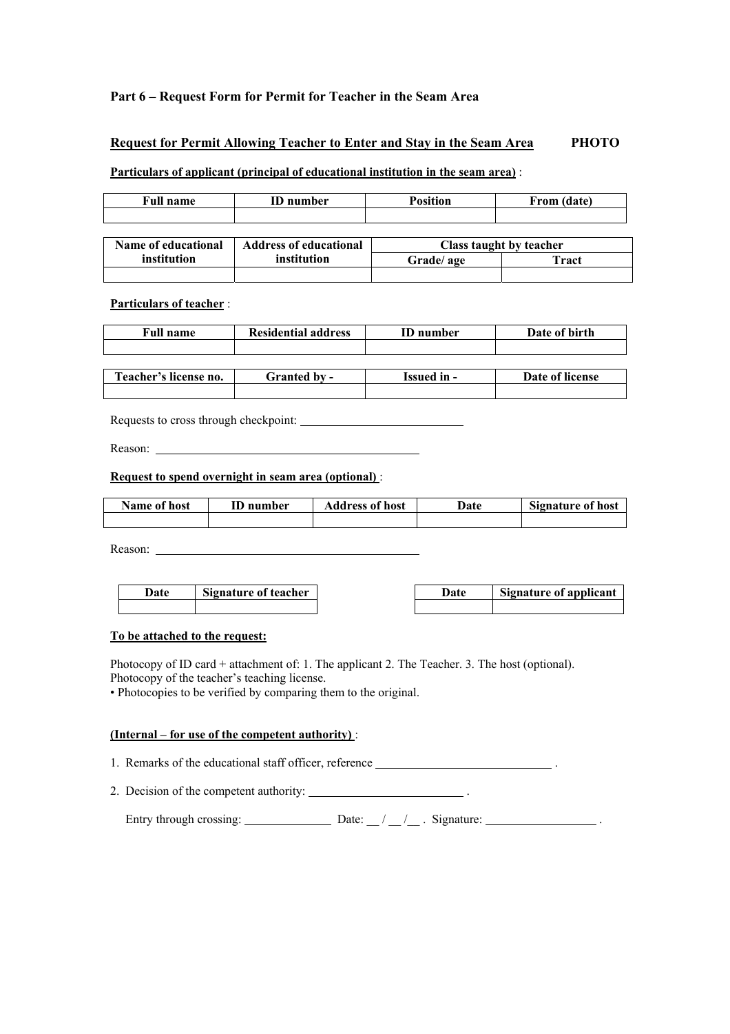## Part 6 – Request Form for Permit for Teacher in the Seam Area

**Request for Permit Allowing Teacher to Enter and Stay in the Seam Area** **PHOTO**

**Particulars of applicant (principal of educational institution in the seam area)** :

| Full name | ID number | Position | From (date) |
|---|---|---|---|
| | | | |

| Name of educational institution | Address of educational institution | Class taught by teacher | |
|---|---|---|---|
| | | Grade/ age | Tract |
| | | | |

**Particulars of teacher** :

| Full name | Residential address | ID number | Date of birth |
|---|---|---|---|
| | | | |

| Teacher's license no. | Granted by - | Issued in - | Date of license |
|---|---|---|---|
| | | | |

Requests to cross through checkpoint: ____________________

Reason: ____________________

**Request to spend overnight in seam area (optional)** :

| Name of host | ID number | Address of host | Date | Signature of host |
|---|---|---|---|---|
| | | | | |

Reason: ____________________

| Date | Signature of teacher |
|---|---|
| | |

| Date | Signature of applicant |
|---|---|
| | |

**To be attached to the request:**

Photocopy of ID card + attachment of: 1. The applicant 2. The Teacher. 3. The host (optional).
Photocopy of the teacher's teaching license.
• Photocopies to be verified by comparing them to the original.

**(Internal – for use of the competent authority)** :

1. Remarks of the educational staff officer, reference ____________________ .
2. Decision of the competent authority: ____________________ .

   Entry through crossing: ____________ Date: __ / __ /__ . Signature: ______________ .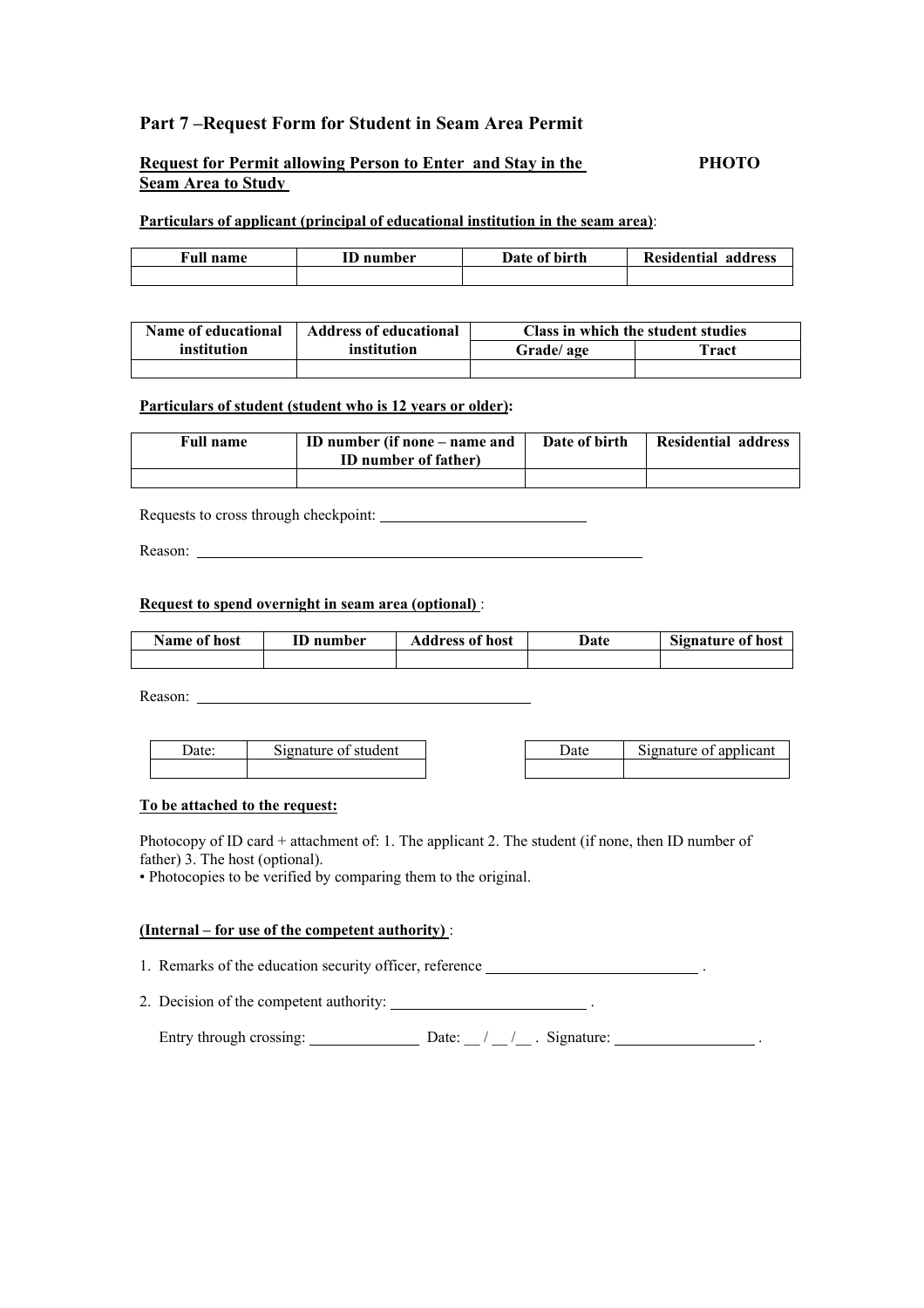## Part 7 –Request Form for Student in Seam Area Permit

**Request for Permit allowing Person to Enter and Stay in the Seam Area to Study**

**PHOTO**

**Particulars of applicant (principal of educational institution in the seam area)**:

| Full name | ID number | Date of birth | Residential address |
|---|---|---|---|
| | | | |

| Name of educational institution | Address of educational institution | Class in which the student studies | |
|---|---|---|---|
| | | Grade/ age | Tract |
| | | | |

**Particulars of student (student who is 12 years or older):**

| Full name | ID number (if none – name and ID number of father) | Date of birth | Residential address |
|---|---|---|---|
| | | | |

Requests to cross through checkpoint: ___________________________

Reason: ______________________________________________________________

**Request to spend overnight in seam area (optional)** :

| Name of host | ID number | Address of host | Date | Signature of host |
|---|---|---|---|---|
| | | | | |

Reason: _____________________________________________

| Date: | Signature of student |
|---|---|
| | |

| Date | Signature of applicant |
|---|---|
| | |

**To be attached to the request:**

Photocopy of ID card + attachment of: 1. The applicant 2. The student (if none, then ID number of father) 3. The host (optional).

• Photocopies to be verified by comparing them to the original.

**(Internal – for use of the competent authority)** :

1. Remarks of the education security officer, reference ____________________________ .
2. Decision of the competent authority: __________________________ .

   Entry through crossing: ______________ Date: __ / __ /__ . Signature: __________________ .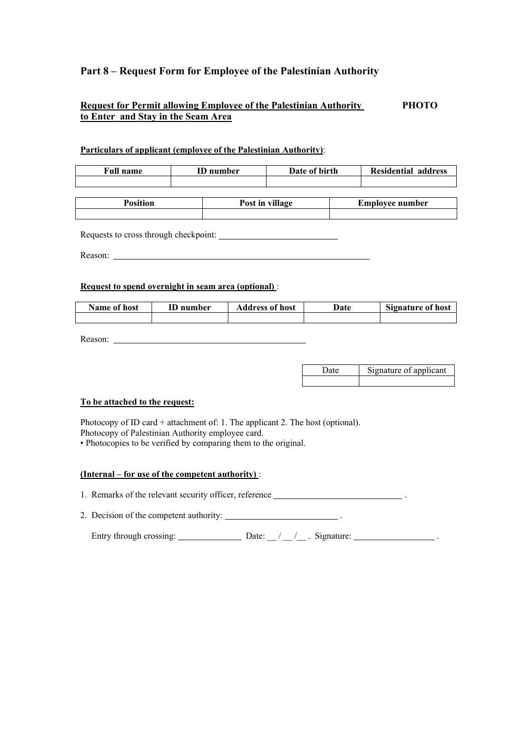## Part 8 – Request Form for Employee of the Palestinian Authority

**Request for Permit allowing Employee of the Palestinian Authority to Enter and Stay in the Seam Area** **PHOTO**

**Particulars of applicant (employee of the Palestinian Authority)**:

| Full name | ID number | Date of birth | Residential address |
|---|---|---|---|
| | | | |

| Position | Post in village | Employee number |
|---|---|---|
| | | |

Requests to cross through checkpoint: ___________________________

Reason: ___________________________________________________________

**Request to spend overnight in seam area (optional)** :

| Name of host | ID number | Address of host | Date | Signature of host |
|---|---|---|---|---|
| | | | | |

Reason: _____________________________________________

| Date | Signature of applicant |
|---|---|
| | |

**To be attached to the request:**

Photocopy of ID card + attachment of: 1. The applicant 2. The host (optional).
Photocopy of Palestinian Authority employee card.
• Photocopies to be verified by comparing them to the original.

**(Internal – for use of the competent authority)** :

1. Remarks of the relevant security officer, reference _____________________________ .

2. Decision of the competent authority: _________________________ .

   Entry through crossing: ______________ Date: __ / __ /__ . Signature: __________________ .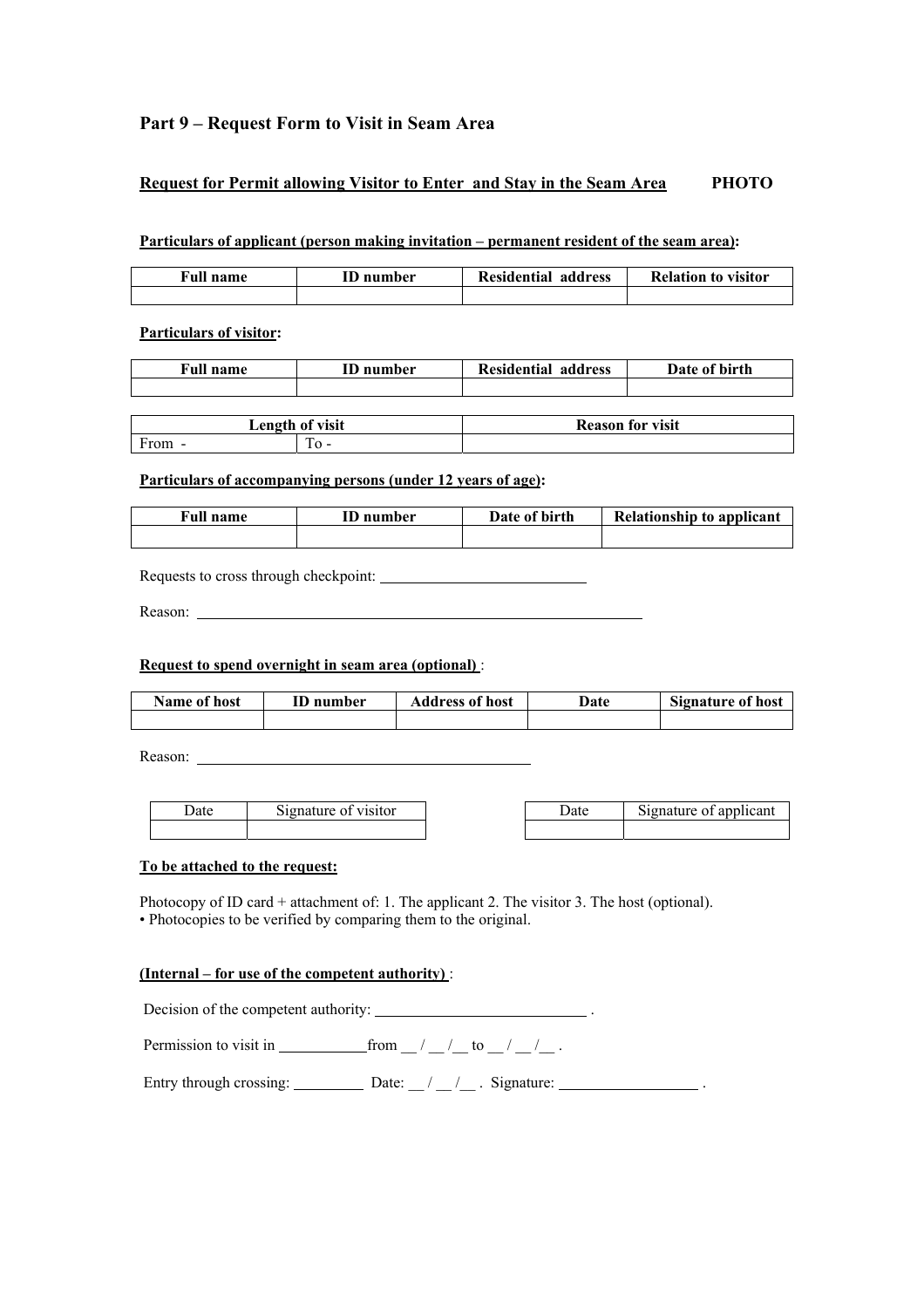## Part 9 – Request Form to Visit in Seam Area

**Request for Permit allowing Visitor to Enter and Stay in the Seam Area** **PHOTO**

**Particulars of applicant (person making invitation – permanent resident of the seam area):**

| Full name | ID number | Residential address | Relation to visitor |
|---|---|---|---|
| | | | |

**Particulars of visitor:**

| Full name | ID number | Residential address | Date of birth |
|---|---|---|---|
| | | | |

| Length of visit | | Reason for visit |
|---|---|---|
| From - | To - | |

**Particulars of accompanying persons (under 12 years of age):**

| Full name | ID number | Date of birth | Relationship to applicant |
|---|---|---|---|
| | | | |

Requests to cross through checkpoint: ___________________________

Reason: ____________________________________________________________

**Request to spend overnight in seam area (optional)** :

| Name of host | ID number | Address of host | Date | Signature of host |
|---|---|---|---|---|
| | | | | |

Reason: ____________________________________________

| Date | Signature of visitor |
|---|---|
| | |

| Date | Signature of applicant |
|---|---|
| | |

**To be attached to the request:**

Photocopy of ID card + attachment of: 1. The applicant 2. The visitor 3. The host (optional).
• Photocopies to be verified by comparing them to the original.

**(Internal – for use of the competent authority)** :

Decision of the competent authority: ___________________________ .

Permission to visit in ___________ from __ / __ /__ to __ / __ /__ .

Entry through crossing: _________ Date: __ / __ /__ . Signature: __________________ .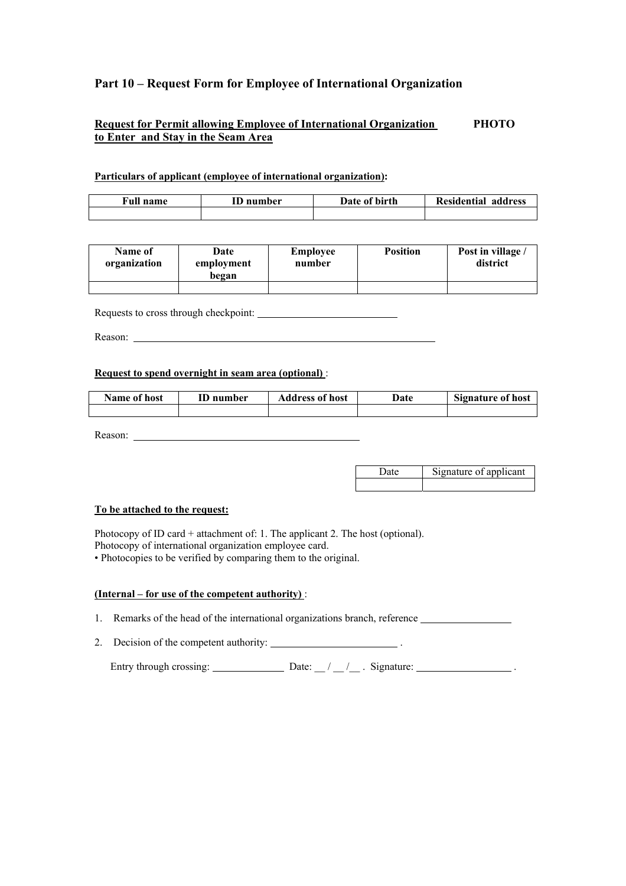## Part 10 – Request Form for Employee of International Organization

**Request for Permit allowing Employee of International Organization to Enter and Stay in the Seam Area** **PHOTO**

**Particulars of applicant (employee of international organization):**

| Full name | ID number | Date of birth | Residential address |
|---|---|---|---|
| | | | |

| Name of organization | Date employment began | Employee number | Position | Post in village / district |
|---|---|---|---|---|
| | | | | |

Requests to cross through checkpoint: ____________________________

Reason: ____________________________________________________________

**Request to spend overnight in seam area (optional)** :

| Name of host | ID number | Address of host | Date | Signature of host |
|---|---|---|---|---|
| | | | | |

Reason: ____________________________________________

| Date | Signature of applicant |
|---|---|
| | |

**To be attached to the request:**

Photocopy of ID card + attachment of: 1. The applicant 2. The host (optional).
Photocopy of international organization employee card.
• Photocopies to be verified by comparing them to the original.

**(Internal – for use of the competent authority)** :

1. Remarks of the head of the international organizations branch, reference __________________
2. Decision of the competent authority: _________________________ .

   Entry through crossing: ______________ Date: __ / __ /__ . Signature: ___________________ .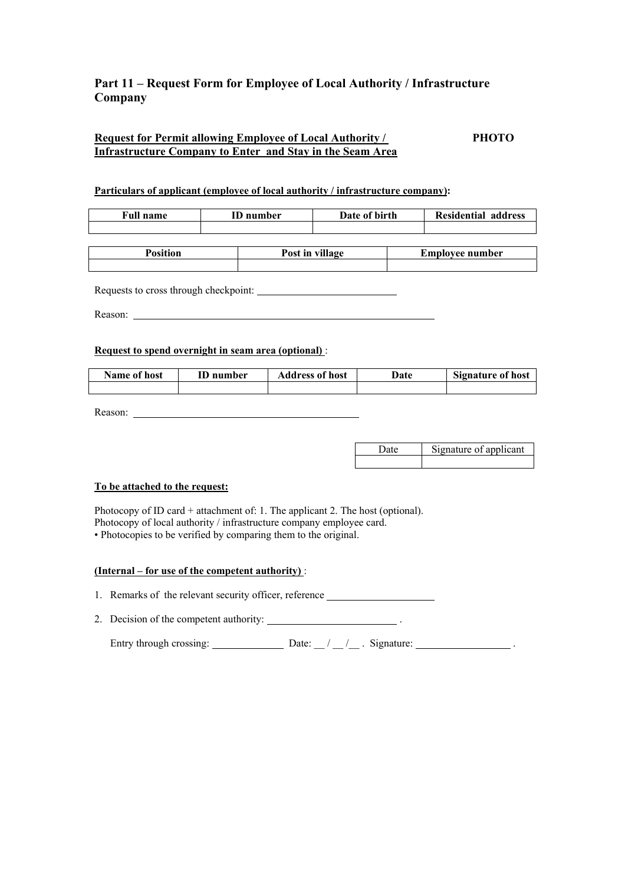## Part 11 – Request Form for Employee of Local Authority / Infrastructure Company

**Request for Permit allowing Employee of Local Authority / Infrastructure Company to Enter and Stay in the Seam Area** **PHOTO**

**Particulars of applicant (employee of local authority / infrastructure company):**

| Full name | ID number | Date of birth | Residential address |
|---|---|---|---|
| | | | |

| Position | Post in village | Employee number |
|---|---|---|
| | | |

Requests to cross through checkpoint: \_\_\_\_\_\_\_\_\_\_\_\_\_\_\_\_\_\_\_\_\_\_\_\_\_\_

Reason: \_\_\_\_\_\_\_\_\_\_\_\_\_\_\_\_\_\_\_\_\_\_\_\_\_\_\_\_\_\_\_\_\_\_\_\_\_\_\_\_\_\_\_\_\_\_\_\_\_\_\_\_\_\_\_\_

**Request to spend overnight in seam area (optional)** :

| Name of host | ID number | Address of host | Date | Signature of host |
|---|---|---|---|---|
| | | | | |

Reason: \_\_\_\_\_\_\_\_\_\_\_\_\_\_\_\_\_\_\_\_\_\_\_\_\_\_\_\_\_\_\_\_\_\_\_\_\_\_\_\_\_\_\_\_\_

| Date | Signature of applicant |
|---|---|
| | |

**To be attached to the request:**

Photocopy of ID card + attachment of: 1. The applicant 2. The host (optional).
Photocopy of local authority / infrastructure company employee card.
• Photocopies to be verified by comparing them to the original.

**(Internal – for use of the competent authority)** :

1. Remarks of the relevant security officer, reference \_\_\_\_\_\_\_\_\_\_\_\_\_\_\_\_\_\_\_\_
2. Decision of the competent authority: \_\_\_\_\_\_\_\_\_\_\_\_\_\_\_\_\_\_\_\_\_\_\_\_ .

   Entry through crossing: \_\_\_\_\_\_\_\_\_\_\_\_\_ Date: \_\_ / \_\_ /\_\_ . Signature: \_\_\_\_\_\_\_\_\_\_\_\_\_\_\_\_\_ .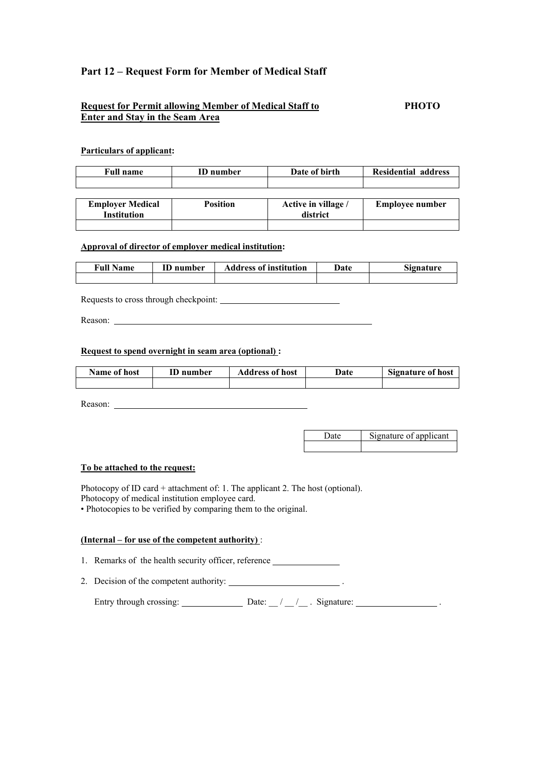## Part 12 – Request Form for Member of Medical Staff

**Request for Permit allowing Member of Medical Staff to Enter and Stay in the Seam Area** **PHOTO**

**Particulars of applicant:**

| Full name | ID number | Date of birth | Residential address |
|---|---|---|---|
| | | | |

| Employer Medical Institution | Position | Active in village / district | Employee number |
|---|---|---|---|
| | | | |

**Approval of director of employer medical institution:**

| Full Name | ID number | Address of institution | Date | Signature |
|---|---|---|---|---|
| | | | | |

Requests to cross through checkpoint: ____________________

Reason: ____________________________________________

**Request to spend overnight in seam area (optional) :**

| Name of host | ID number | Address of host | Date | Signature of host |
|---|---|---|---|---|
| | | | | |

Reason: ________________________________

| Date | Signature of applicant |
|---|---|
| | |

**To be attached to the request:**

Photocopy of ID card + attachment of: 1. The applicant 2. The host (optional).
Photocopy of medical institution employee card.
• Photocopies to be verified by comparing them to the original.

**(Internal – for use of the competent authority)** :

1. Remarks of the health security officer, reference ____________
2. Decision of the competent authority: ____________________ .

   Entry through crossing: ____________ Date: __ / __ /__ . Signature: ______________ .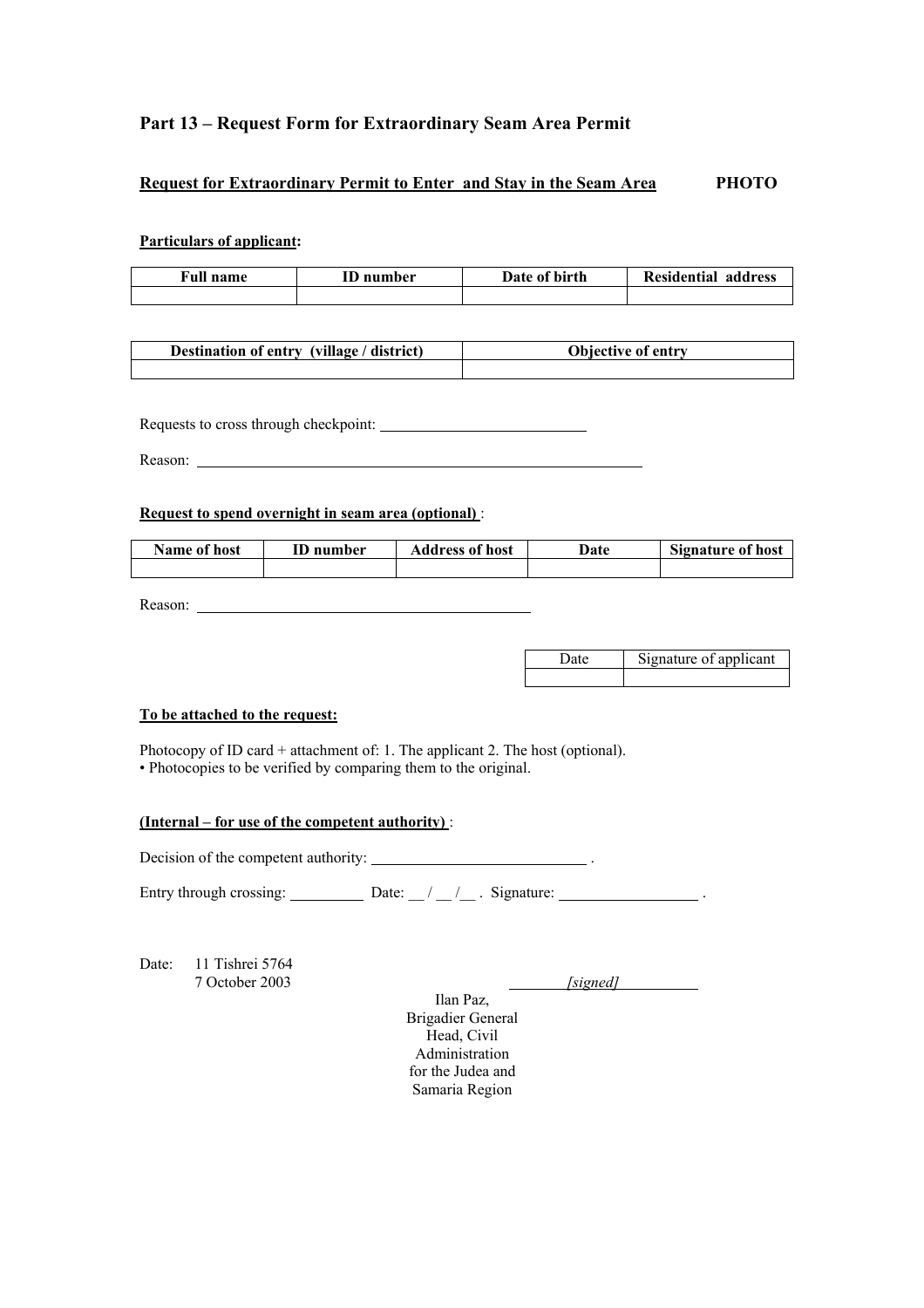## Part 13 – Request Form for Extraordinary Seam Area Permit

**Request for Extraordinary Permit to Enter and Stay in the Seam Area** **PHOTO**

**Particulars of applicant:**

| Full name | ID number | Date of birth | Residential address |
|---|---|---|---|
| | | | |

| Destination of entry (village / district) | Objective of entry |
|---|---|
| | |

Requests to cross through checkpoint: ____________________________

Reason: ____________________________________________________________

**Request to spend overnight in seam area (optional)** :

| Name of host | ID number | Address of host | Date | Signature of host |
|---|---|---|---|---|
| | | | | |

Reason: ____________________________________________

| Date | Signature of applicant |
|---|---|
| | |

**To be attached to the request:**

Photocopy of ID card + attachment of: 1. The applicant 2. The host (optional).
• Photocopies to be verified by comparing them to the original.

**(Internal – for use of the competent authority)** :

Decision of the competent authority: ____________________________ .

Entry through crossing: __________ Date: __ / __ /__ . Signature: __________________ .

Date: 11 Tishrei 5764
7 October 2003

*[signed]*

Ilan Paz,
Brigadier General
Head, Civil
Administration
for the Judea and
Samaria Region